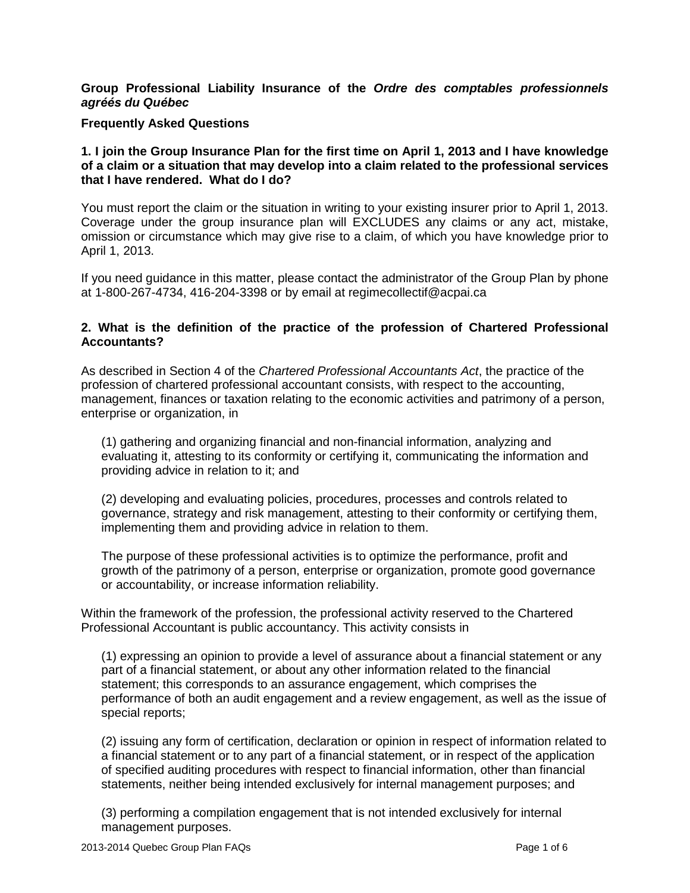**Group Professional Liability Insurance of the *Ordre des comptables professionnels agréés du Québec***

**Frequently Asked Questions**

**1. I join the Group Insurance Plan for the first time on April 1, 2013 and I have knowledge of a claim or a situation that may develop into a claim related to the professional services that I have rendered. What do I do?**

You must report the claim or the situation in writing to your existing insurer prior to April 1, 2013. Coverage under the group insurance plan will EXCLUDES any claims or any act, mistake, omission or circumstance which may give rise to a claim, of which you have knowledge prior to April 1, 2013.

If you need guidance in this matter, please contact the administrator of the Group Plan by phone at 1-800-267-4734, 416-204-3398 or by email at regimecollectif@acpai.ca

**2. What is the definition of the practice of the profession of Chartered Professional Accountants?**

As described in Section 4 of the *Chartered Professional Accountants Act*, the practice of the profession of chartered professional accountant consists, with respect to the accounting, management, finances or taxation relating to the economic activities and patrimony of a person, enterprise or organization, in

(1) gathering and organizing financial and non-financial information, analyzing and evaluating it, attesting to its conformity or certifying it, communicating the information and providing advice in relation to it; and

(2) developing and evaluating policies, procedures, processes and controls related to governance, strategy and risk management, attesting to their conformity or certifying them, implementing them and providing advice in relation to them.

The purpose of these professional activities is to optimize the performance, profit and growth of the patrimony of a person, enterprise or organization, promote good governance or accountability, or increase information reliability.

Within the framework of the profession, the professional activity reserved to the Chartered Professional Accountant is public accountancy. This activity consists in

(1) expressing an opinion to provide a level of assurance about a financial statement or any part of a financial statement, or about any other information related to the financial statement; this corresponds to an assurance engagement, which comprises the performance of both an audit engagement and a review engagement, as well as the issue of special reports;

(2) issuing any form of certification, declaration or opinion in respect of information related to a financial statement or to any part of a financial statement, or in respect of the application of specified auditing procedures with respect to financial information, other than financial statements, neither being intended exclusively for internal management purposes; and

(3) performing a compilation engagement that is not intended exclusively for internal management purposes.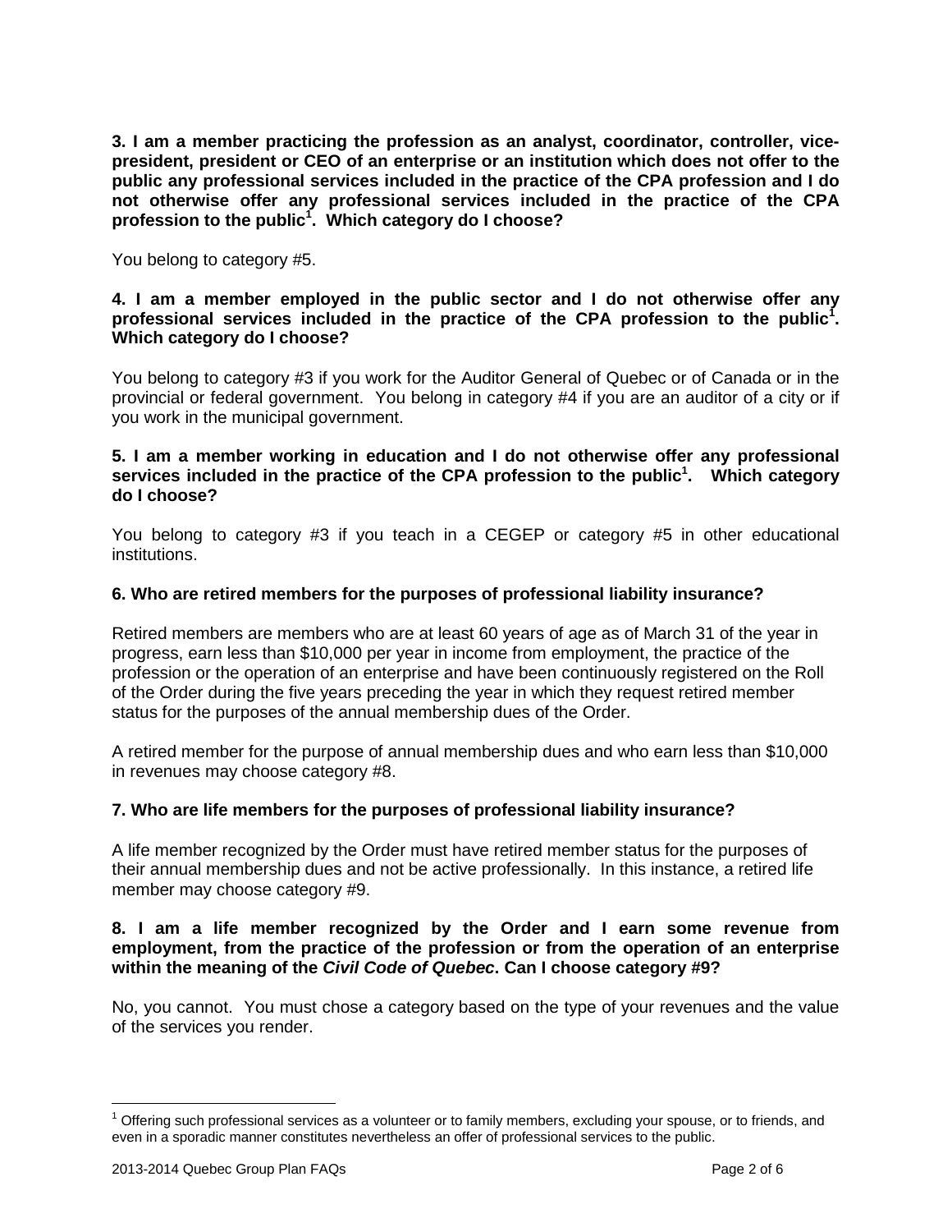**3. I am a member practicing the profession as an analyst, coordinator, controller, vice-president, president or CEO of an enterprise or an institution which does not offer to the public any professional services included in the practice of the CPA profession and I do not otherwise offer any professional services included in the practice of the CPA profession to the public[1]. Which category do I choose?**

You belong to category #5.

**4. I am a member employed in the public sector and I do not otherwise offer any professional services included in the practice of the CPA profession to the public[1]. Which category do I choose?**

You belong to category #3 if you work for the Auditor General of Quebec or of Canada or in the provincial or federal government. You belong in category #4 if you are an auditor of a city or if you work in the municipal government.

**5. I am a member working in education and I do not otherwise offer any professional services included in the practice of the CPA profession to the public[1]. Which category do I choose?**

You belong to category #3 if you teach in a CEGEP or category #5 in other educational institutions.

**6. Who are retired members for the purposes of professional liability insurance?**

Retired members are members who are at least 60 years of age as of March 31 of the year in progress, earn less than $10,000 per year in income from employment, the practice of the profession or the operation of an enterprise and have been continuously registered on the Roll of the Order during the five years preceding the year in which they request retired member status for the purposes of the annual membership dues of the Order.

A retired member for the purpose of annual membership dues and who earn less than $10,000 in revenues may choose category #8.

**7. Who are life members for the purposes of professional liability insurance?**

A life member recognized by the Order must have retired member status for the purposes of their annual membership dues and not be active professionally. In this instance, a retired life member may choose category #9.

**8. I am a life member recognized by the Order and I earn some revenue from employment, from the practice of the profession or from the operation of an enterprise within the meaning of the *Civil Code of Quebec*. Can I choose category #9?**

No, you cannot. You must chose a category based on the type of your revenues and the value of the services you render.

---

[1] Offering such professional services as a volunteer or to family members, excluding your spouse, or to friends, and even in a sporadic manner constitutes nevertheless an offer of professional services to the public.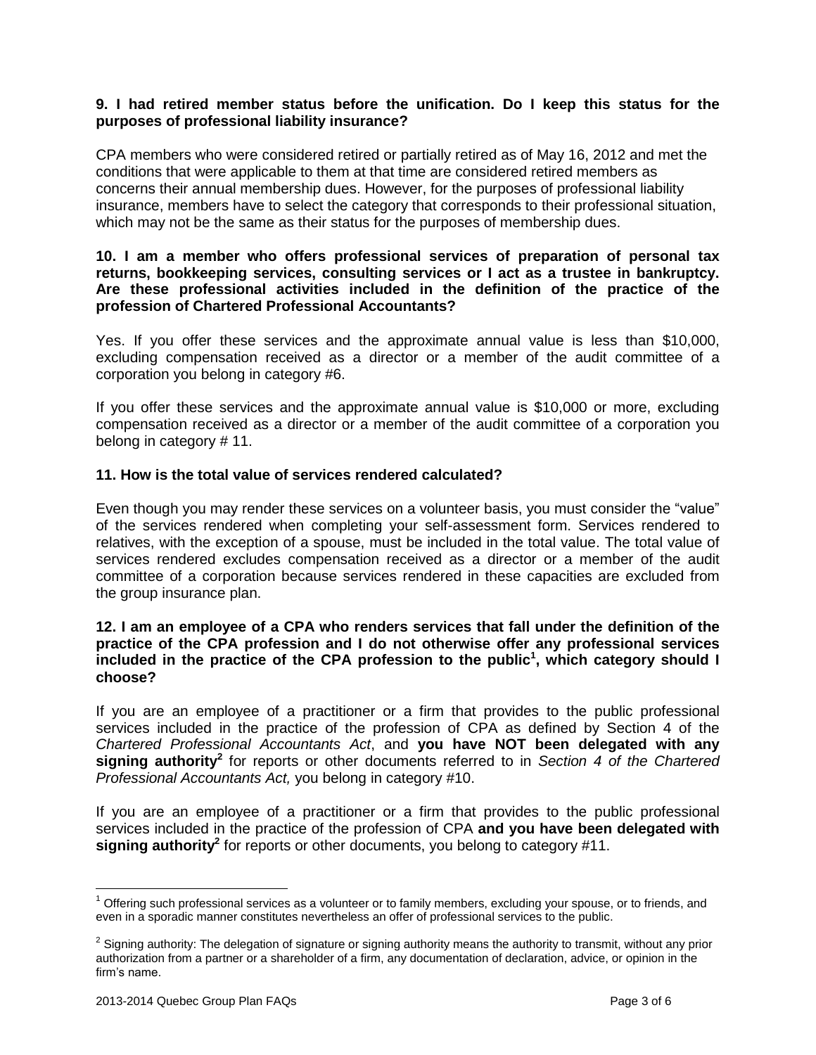**9. I had retired member status before the unification. Do I keep this status for the purposes of professional liability insurance?**

CPA members who were considered retired or partially retired as of May 16, 2012 and met the conditions that were applicable to them at that time are considered retired members as concerns their annual membership dues. However, for the purposes of professional liability insurance, members have to select the category that corresponds to their professional situation, which may not be the same as their status for the purposes of membership dues.

**10. I am a member who offers professional services of preparation of personal tax returns, bookkeeping services, consulting services or I act as a trustee in bankruptcy. Are these professional activities included in the definition of the practice of the profession of Chartered Professional Accountants?**

Yes. If you offer these services and the approximate annual value is less than $10,000, excluding compensation received as a director or a member of the audit committee of a corporation you belong in category #6.

If you offer these services and the approximate annual value is $10,000 or more, excluding compensation received as a director or a member of the audit committee of a corporation you belong in category # 11.

**11. How is the total value of services rendered calculated?**

Even though you may render these services on a volunteer basis, you must consider the "value" of the services rendered when completing your self-assessment form. Services rendered to relatives, with the exception of a spouse, must be included in the total value. The total value of services rendered excludes compensation received as a director or a member of the audit committee of a corporation because services rendered in these capacities are excluded from the group insurance plan.

**12. I am an employee of a CPA who renders services that fall under the definition of the practice of the CPA profession and I do not otherwise offer any professional services included in the practice of the CPA profession to the public[1], which category should I choose?**

If you are an employee of a practitioner or a firm that provides to the public professional services included in the practice of the profession of CPA as defined by Section 4 of the *Chartered Professional Accountants Act*, and **you have NOT been delegated with any signing authority[2]** for reports or other documents referred to in *Section 4 of the Chartered Professional Accountants Act,* you belong in category #10.

If you are an employee of a practitioner or a firm that provides to the public professional services included in the practice of the profession of CPA **and you have been delegated with signing authority[2]** for reports or other documents, you belong to category #11.

---

[1] Offering such professional services as a volunteer or to family members, excluding your spouse, or to friends, and even in a sporadic manner constitutes nevertheless an offer of professional services to the public.

[2] Signing authority: The delegation of signature or signing authority means the authority to transmit, without any prior authorization from a partner or a shareholder of a firm, any documentation of declaration, advice, or opinion in the firm's name.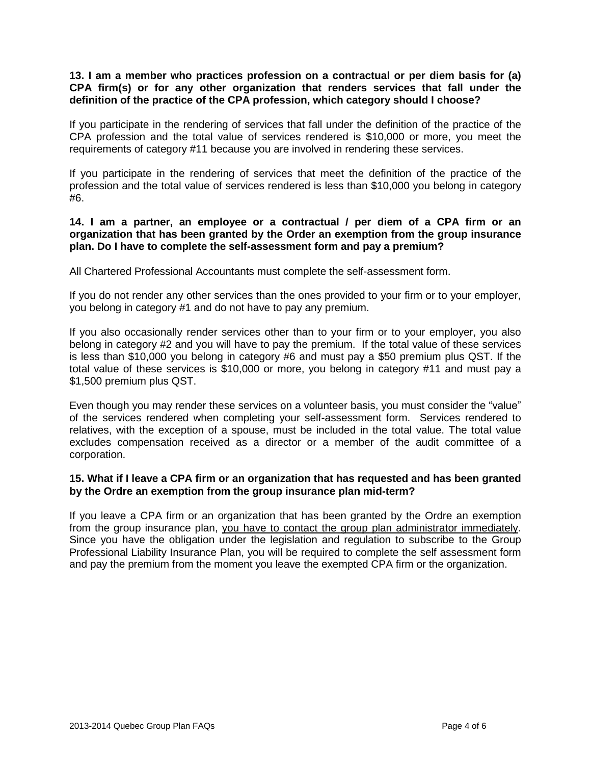**13. I am a member who practices profession on a contractual or per diem basis for (a) CPA firm(s) or for any other organization that renders services that fall under the definition of the practice of the CPA profession, which category should I choose?**

If you participate in the rendering of services that fall under the definition of the practice of the CPA profession and the total value of services rendered is $10,000 or more, you meet the requirements of category #11 because you are involved in rendering these services.

If you participate in the rendering of services that meet the definition of the practice of the profession and the total value of services rendered is less than $10,000 you belong in category #6.

**14. I am a partner, an employee or a contractual / per diem of a CPA firm or an organization that has been granted by the Order an exemption from the group insurance plan. Do I have to complete the self-assessment form and pay a premium?**

All Chartered Professional Accountants must complete the self-assessment form.

If you do not render any other services than the ones provided to your firm or to your employer, you belong in category #1 and do not have to pay any premium.

If you also occasionally render services other than to your firm or to your employer, you also belong in category #2 and you will have to pay the premium. If the total value of these services is less than $10,000 you belong in category #6 and must pay a $50 premium plus QST. If the total value of these services is $10,000 or more, you belong in category #11 and must pay a $1,500 premium plus QST.

Even though you may render these services on a volunteer basis, you must consider the "value" of the services rendered when completing your self-assessment form. Services rendered to relatives, with the exception of a spouse, must be included in the total value. The total value excludes compensation received as a director or a member of the audit committee of a corporation.

**15. What if I leave a CPA firm or an organization that has requested and has been granted by the Ordre an exemption from the group insurance plan mid-term?**

If you leave a CPA firm or an organization that has been granted by the Ordre an exemption from the group insurance plan, <u>you have to contact the group plan administrator immediately</u>. Since you have the obligation under the legislation and regulation to subscribe to the Group Professional Liability Insurance Plan, you will be required to complete the self assessment form and pay the premium from the moment you leave the exempted CPA firm or the organization.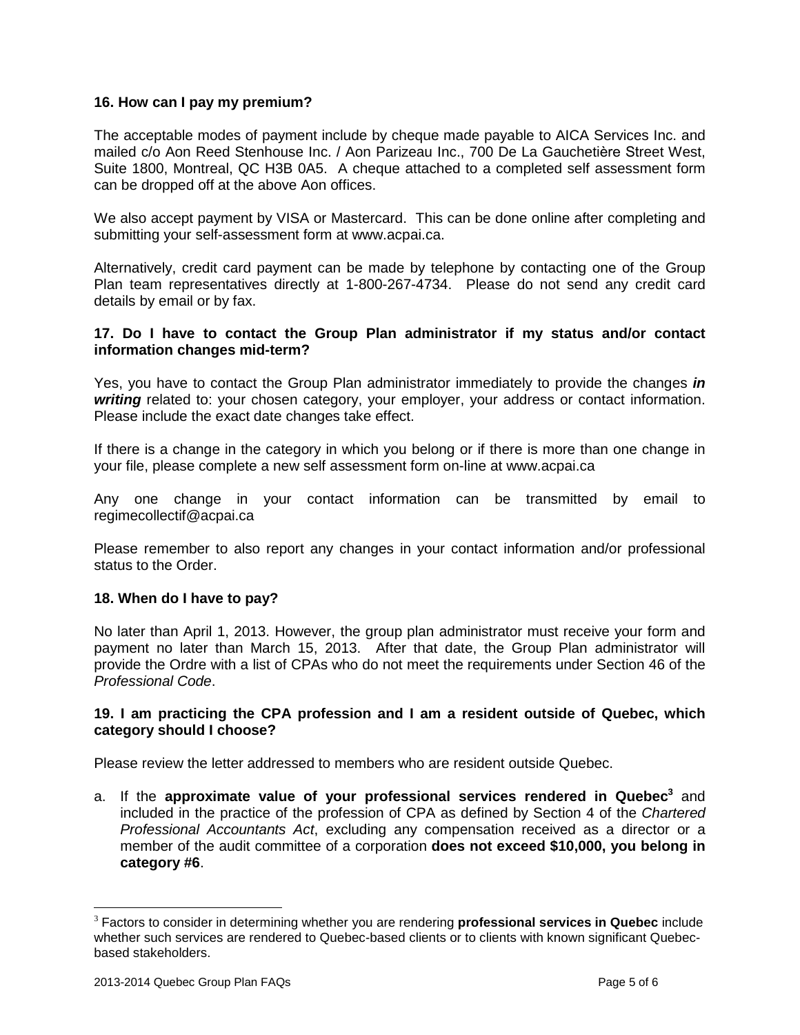**16. How can I pay my premium?**

The acceptable modes of payment include by cheque made payable to AICA Services Inc. and mailed c/o Aon Reed Stenhouse Inc. / Aon Parizeau Inc., 700 De La Gauchetière Street West, Suite 1800, Montreal, QC H3B 0A5. A cheque attached to a completed self assessment form can be dropped off at the above Aon offices.

We also accept payment by VISA or Mastercard. This can be done online after completing and submitting your self-assessment form at www.acpai.ca.

Alternatively, credit card payment can be made by telephone by contacting one of the Group Plan team representatives directly at 1-800-267-4734. Please do not send any credit card details by email or by fax.

**17. Do I have to contact the Group Plan administrator if my status and/or contact information changes mid-term?**

Yes, you have to contact the Group Plan administrator immediately to provide the changes ***in writing*** related to: your chosen category, your employer, your address or contact information. Please include the exact date changes take effect.

If there is a change in the category in which you belong or if there is more than one change in your file, please complete a new self assessment form on-line at www.acpai.ca

Any one change in your contact information can be transmitted by email to regimecollectif@acpai.ca

Please remember to also report any changes in your contact information and/or professional status to the Order.

**18. When do I have to pay?**

No later than April 1, 2013. However, the group plan administrator must receive your form and payment no later than March 15, 2013. After that date, the Group Plan administrator will provide the Ordre with a list of CPAs who do not meet the requirements under Section 46 of the *Professional Code*.

**19. I am practicing the CPA profession and I am a resident outside of Quebec, which category should I choose?**

Please review the letter addressed to members who are resident outside Quebec.

a. If the **approximate value of your professional services rendered in Quebec**[3] and included in the practice of the profession of CPA as defined by Section 4 of the *Chartered Professional Accountants Act*, excluding any compensation received as a director or a member of the audit committee of a corporation **does not exceed $10,000, you belong in category #6**.

[3] Factors to consider in determining whether you are rendering **professional services in Quebec** include whether such services are rendered to Quebec-based clients or to clients with known significant Quebec-based stakeholders.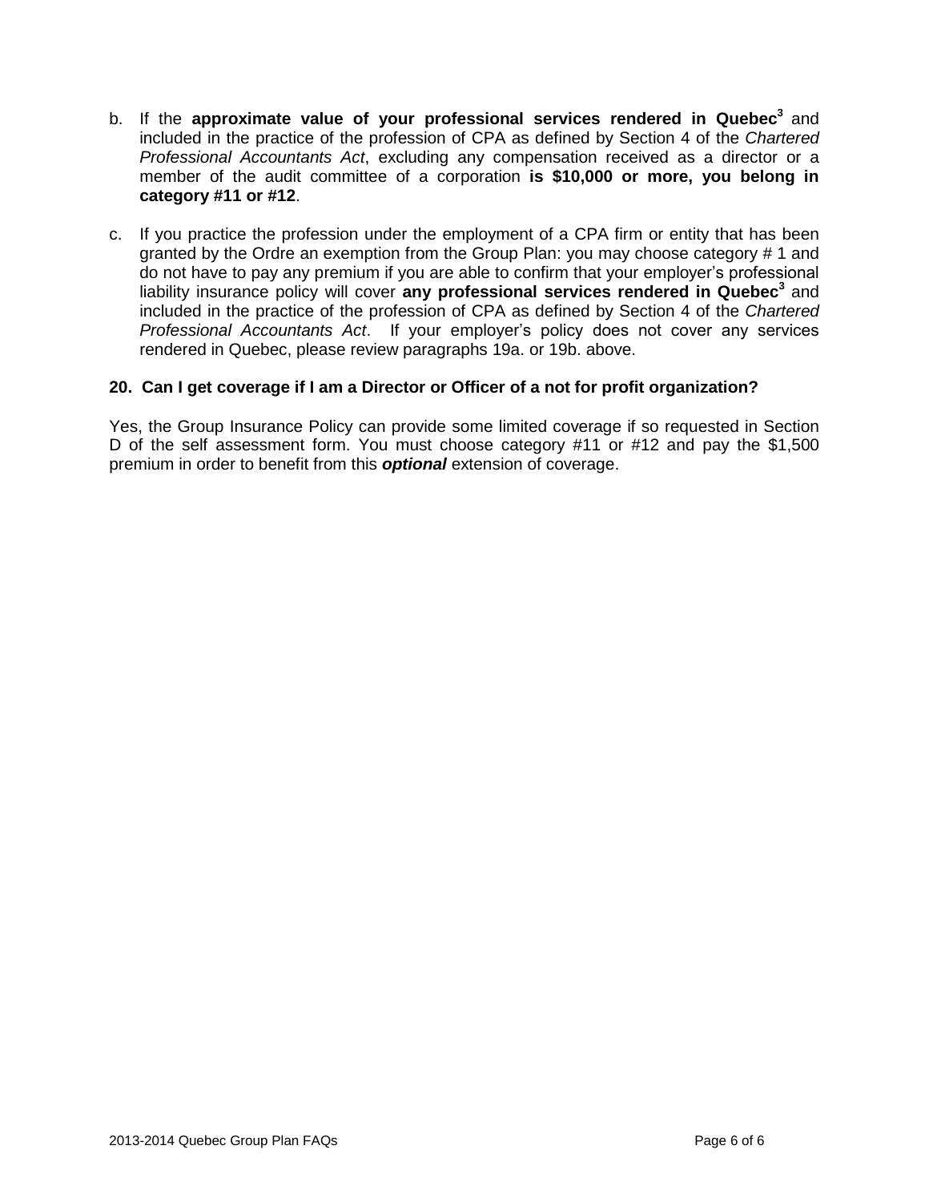b. If the **approximate value of your professional services rendered in Quebec[3]** and included in the practice of the profession of CPA as defined by Section 4 of the *Chartered Professional Accountants Act*, excluding any compensation received as a director or a member of the audit committee of a corporation **is $10,000 or more, you belong in category #11 or #12**.

c. If you practice the profession under the employment of a CPA firm or entity that has been granted by the Ordre an exemption from the Group Plan: you may choose category # 1 and do not have to pay any premium if you are able to confirm that your employer's professional liability insurance policy will cover **any professional services rendered in Quebec[3]** and included in the practice of the profession of CPA as defined by Section 4 of the *Chartered Professional Accountants Act*. If your employer's policy does not cover any services rendered in Quebec, please review paragraphs 19a. or 19b. above.

### 20. Can I get coverage if I am a Director or Officer of a not for profit organization?

Yes, the Group Insurance Policy can provide some limited coverage if so requested in Section D of the self assessment form. You must choose category #11 or #12 and pay the $1,500 premium in order to benefit from this ***optional*** extension of coverage.